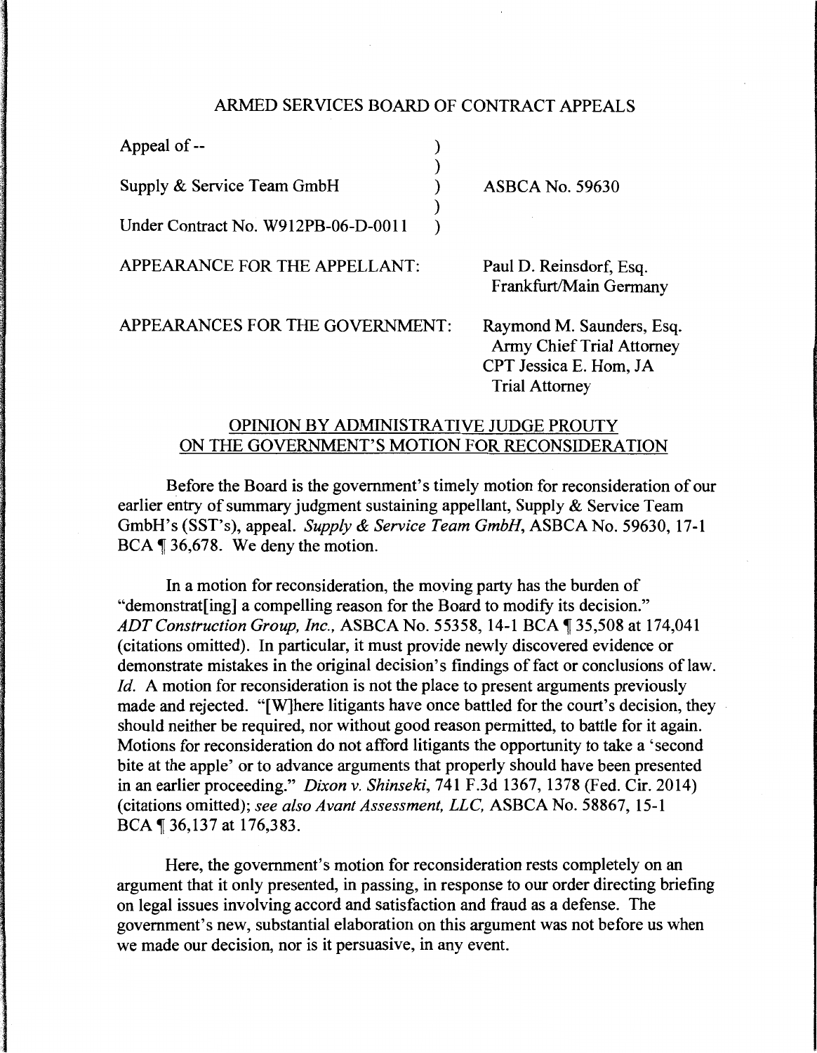ARMED SERVICES BOARD OF CONTRACT APPEALS

| | | |
|---|---|---|
| Appeal of -- | ) | |
| | ) | |
| Supply & Service Team GmbH | ) | ASBCA No. 59630 |
| | ) | |
| Under Contract No. W912PB-06-D-0011 | ) | |

APPEARANCE FOR THE APPELLANT: Paul D. Reinsdorf, Esq.
Frankfurt/Main Germany

APPEARANCES FOR THE GOVERNMENT: Raymond M. Saunders, Esq.
Army Chief Trial Attorney
CPT Jessica E. Hom, JA
Trial Attorney

## OPINION BY ADMINISTRATIVE JUDGE PROUTY ON THE GOVERNMENT'S MOTION FOR RECONSIDERATION

Before the Board is the government's timely motion for reconsideration of our earlier entry of summary judgment sustaining appellant, Supply & Service Team GmbH's (SST's), appeal. *Supply & Service Team GmbH*, ASBCA No. 59630, 17-1 BCA ¶ 36,678. We deny the motion.

In a motion for reconsideration, the moving party has the burden of "demonstrat[ing] a compelling reason for the Board to modify its decision." *ADT Construction Group, Inc.*, ASBCA No. 55358, 14-1 BCA ¶ 35,508 at 174,041 (citations omitted). In particular, it must provide newly discovered evidence or demonstrate mistakes in the original decision's findings of fact or conclusions of law. *Id.* A motion for reconsideration is not the place to present arguments previously made and rejected. "[W]here litigants have once battled for the court's decision, they should neither be required, nor without good reason permitted, to battle for it again. Motions for reconsideration do not afford litigants the opportunity to take a 'second bite at the apple' or to advance arguments that properly should have been presented in an earlier proceeding." *Dixon v. Shinseki*, 741 F.3d 1367, 1378 (Fed. Cir. 2014) (citations omitted); *see also Avant Assessment, LLC*, ASBCA No. 58867, 15-1 BCA ¶ 36,137 at 176,383.

Here, the government's motion for reconsideration rests completely on an argument that it only presented, in passing, in response to our order directing briefing on legal issues involving accord and satisfaction and fraud as a defense. The government's new, substantial elaboration on this argument was not before us when we made our decision, nor is it persuasive, in any event.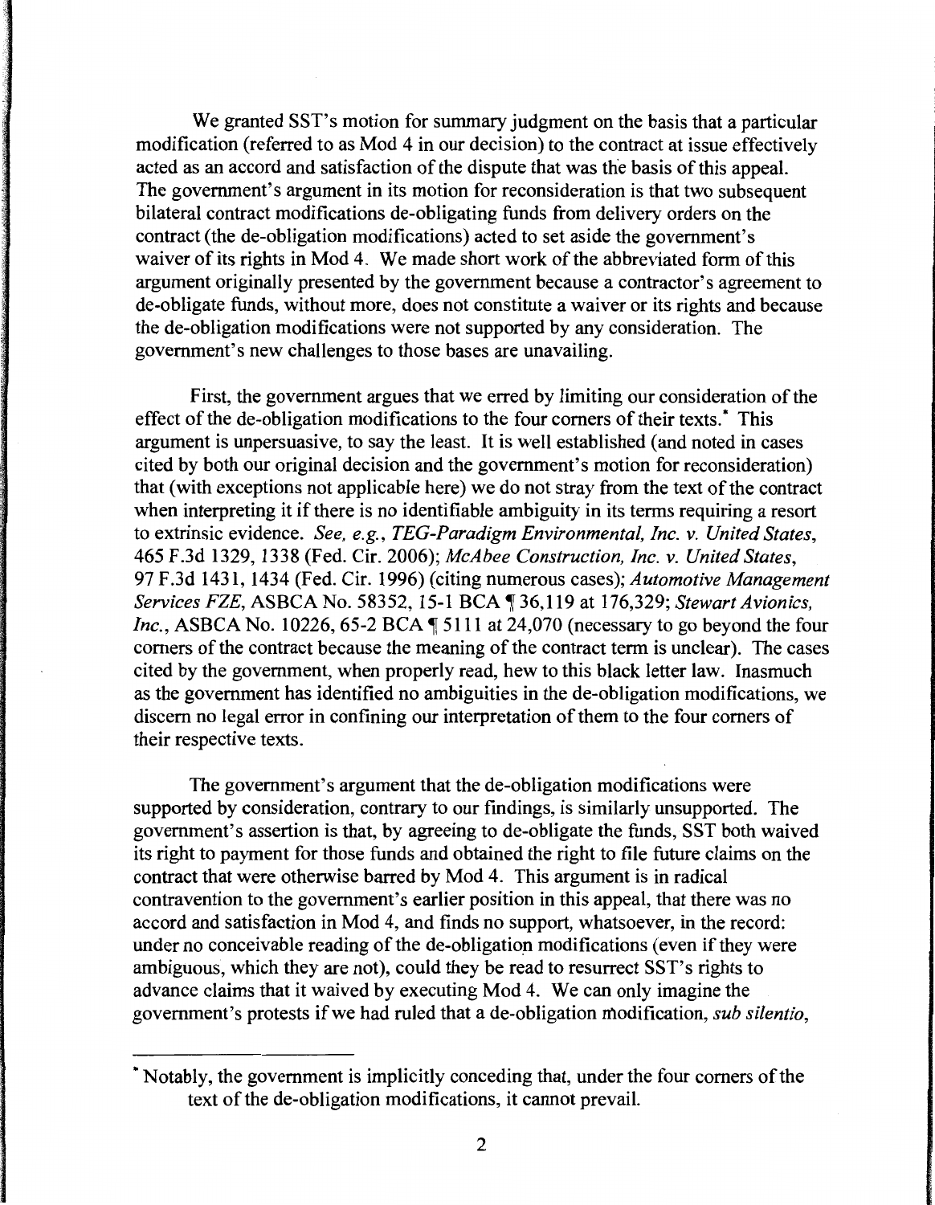We granted SST's motion for summary judgment on the basis that a particular modification (referred to as Mod 4 in our decision) to the contract at issue effectively acted as an accord and satisfaction of the dispute that was the basis of this appeal. The government's argument in its motion for reconsideration is that two subsequent bilateral contract modifications de-obligating funds from delivery orders on the contract (the de-obligation modifications) acted to set aside the government's waiver of its rights in Mod 4. We made short work of the abbreviated form of this argument originally presented by the government because a contractor's agreement to de-obligate funds, without more, does not constitute a waiver or its rights and because the de-obligation modifications were not supported by any consideration. The government's new challenges to those bases are unavailing.

First, the government argues that we erred by limiting our consideration of the effect of the de-obligation modifications to the four corners of their texts.* This argument is unpersuasive, to say the least. It is well established (and noted in cases cited by both our original decision and the government's motion for reconsideration) that (with exceptions not applicable here) we do not stray from the text of the contract when interpreting it if there is no identifiable ambiguity in its terms requiring a resort to extrinsic evidence. *See, e.g., TEG-Paradigm Environmental, Inc. v. United States*, 465 F.3d 1329, 1338 (Fed. Cir. 2006); *McAbee Construction, Inc. v. United States*, 97 F.3d 1431, 1434 (Fed. Cir. 1996) (citing numerous cases); *Automotive Management Services FZE*, ASBCA No. 58352, 15-1 BCA ¶ 36,119 at 176,329; *Stewart Avionics, Inc.*, ASBCA No. 10226, 65-2 BCA ¶ 5111 at 24,070 (necessary to go beyond the four corners of the contract because the meaning of the contract term is unclear). The cases cited by the government, when properly read, hew to this black letter law. Inasmuch as the government has identified no ambiguities in the de-obligation modifications, we discern no legal error in confining our interpretation of them to the four corners of their respective texts.

The government's argument that the de-obligation modifications were supported by consideration, contrary to our findings, is similarly unsupported. The government's assertion is that, by agreeing to de-obligate the funds, SST both waived its right to payment for those funds and obtained the right to file future claims on the contract that were otherwise barred by Mod 4. This argument is in radical contravention to the government's earlier position in this appeal, that there was no accord and satisfaction in Mod 4, and finds no support, whatsoever, in the record: under no conceivable reading of the de-obligation modifications (even if they were ambiguous, which they are not), could they be read to resurrect SST's rights to advance claims that it waived by executing Mod 4. We can only imagine the government's protests if we had ruled that a de-obligation modification, *sub silentio*,

---

\* Notably, the government is implicitly conceding that, under the four corners of the text of the de-obligation modifications, it cannot prevail.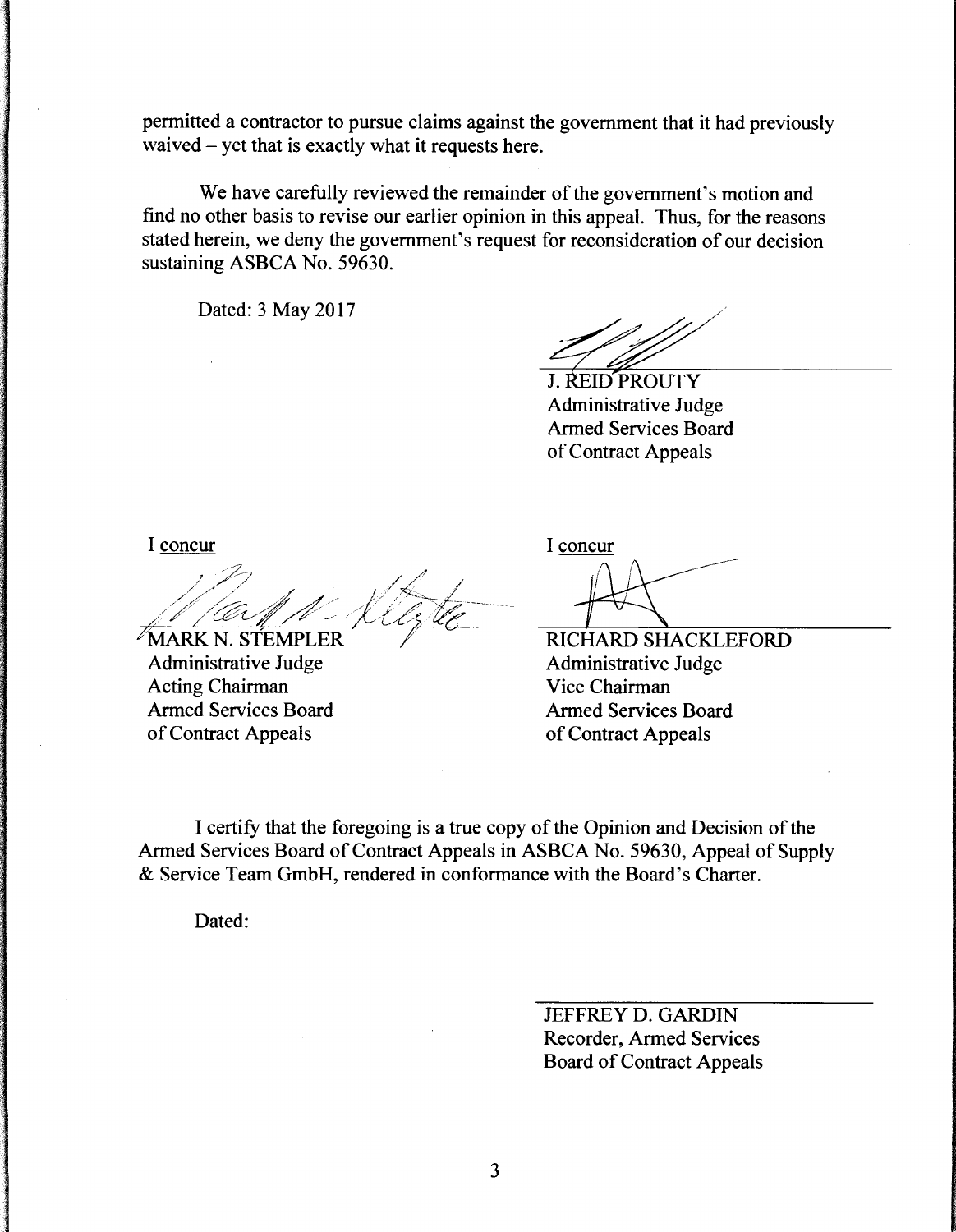permitted a contractor to pursue claims against the government that it had previously waived – yet that is exactly what it requests here.

We have carefully reviewed the remainder of the government's motion and find no other basis to revise our earlier opinion in this appeal. Thus, for the reasons stated herein, we deny the government's request for reconsideration of our decision sustaining ASBCA No. 59630.

Dated: 3 May 2017

J. REID PROUTY
Administrative Judge
Armed Services Board
of Contract Appeals

I concur

MARK N. STEMPLER
Administrative Judge
Acting Chairman
Armed Services Board
of Contract Appeals

I concur

RICHARD SHACKLEFORD
Administrative Judge
Vice Chairman
Armed Services Board
of Contract Appeals

I certify that the foregoing is a true copy of the Opinion and Decision of the Armed Services Board of Contract Appeals in ASBCA No. 59630, Appeal of Supply & Service Team GmbH, rendered in conformance with the Board's Charter.

Dated:

JEFFREY D. GARDIN
Recorder, Armed Services
Board of Contract Appeals